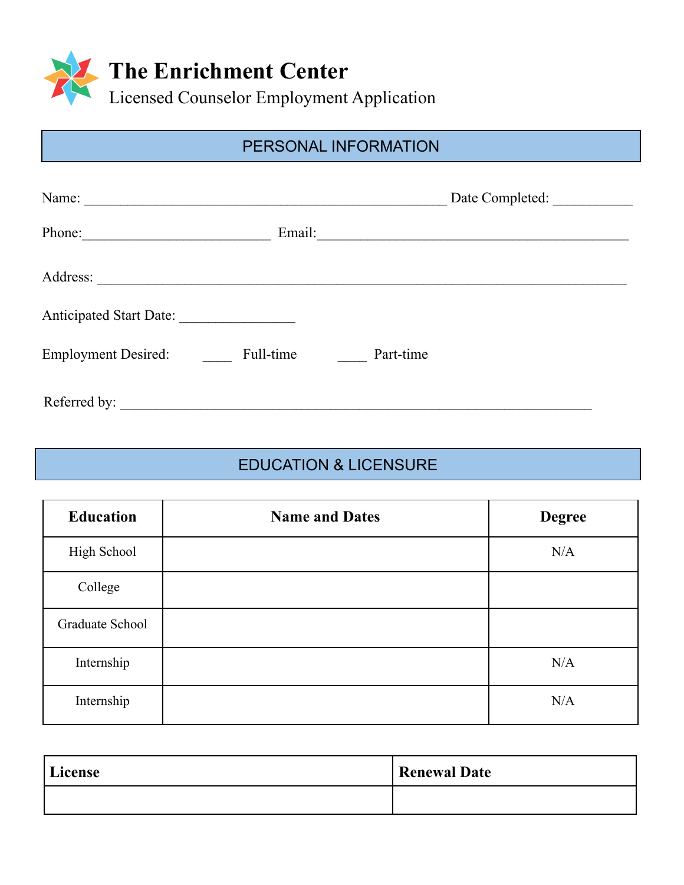# The Enrichment Center

Licensed Counselor Employment Application

## PERSONAL INFORMATION

Name: ___________________________________________________ Date Completed: ___________

Phone:___________________________ Email:____________________________________________

Address: ___________________________________________________________________________

Anticipated Start Date: ________________

Employment Desired: ____ Full-time ____ Part-time

Referred by: ________________________________________________________________

## EDUCATION & LICENSURE

| Education | Name and Dates | Degree |
|---|---|---|
| High School | | N/A |
| College | | |
| Graduate School | | |
| Internship | | N/A |
| Internship | | N/A |

| License | Renewal Date |
|---|---|
| | |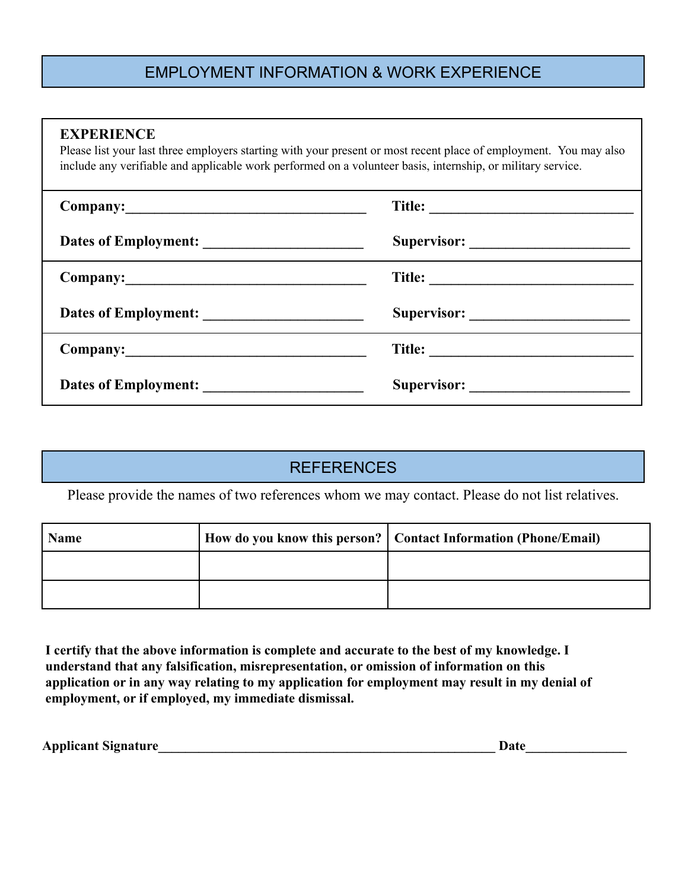## EMPLOYMENT INFORMATION & WORK EXPERIENCE

**EXPERIENCE**

Please list your last three employers starting with your present or most recent place of employment. You may also include any verifiable and applicable work performed on a volunteer basis, internship, or military service.

**Company:**_________________________________ **Title:** _____________________________

**Dates of Employment:** ______________________ **Supervisor:** ______________________

**Company:**_________________________________ **Title:** _____________________________

**Dates of Employment:** ______________________ **Supervisor:** ______________________

**Company:**_________________________________ **Title:** _____________________________

**Dates of Employment:** ______________________ **Supervisor:** ______________________

## REFERENCES

Please provide the names of two references whom we may contact. Please do not list relatives.

| Name | How do you know this person? | Contact Information (Phone/Email) |
|---|---|---|
| | | |
| | | |

**I certify that the above information is complete and accurate to the best of my knowledge. I understand that any falsification, misrepresentation, or omission of information on this application or in any way relating to my application for employment may result in my denial of employment, or if employed, my immediate dismissal.**

**Applicant Signature**___________________________________________________ **Date**_______________